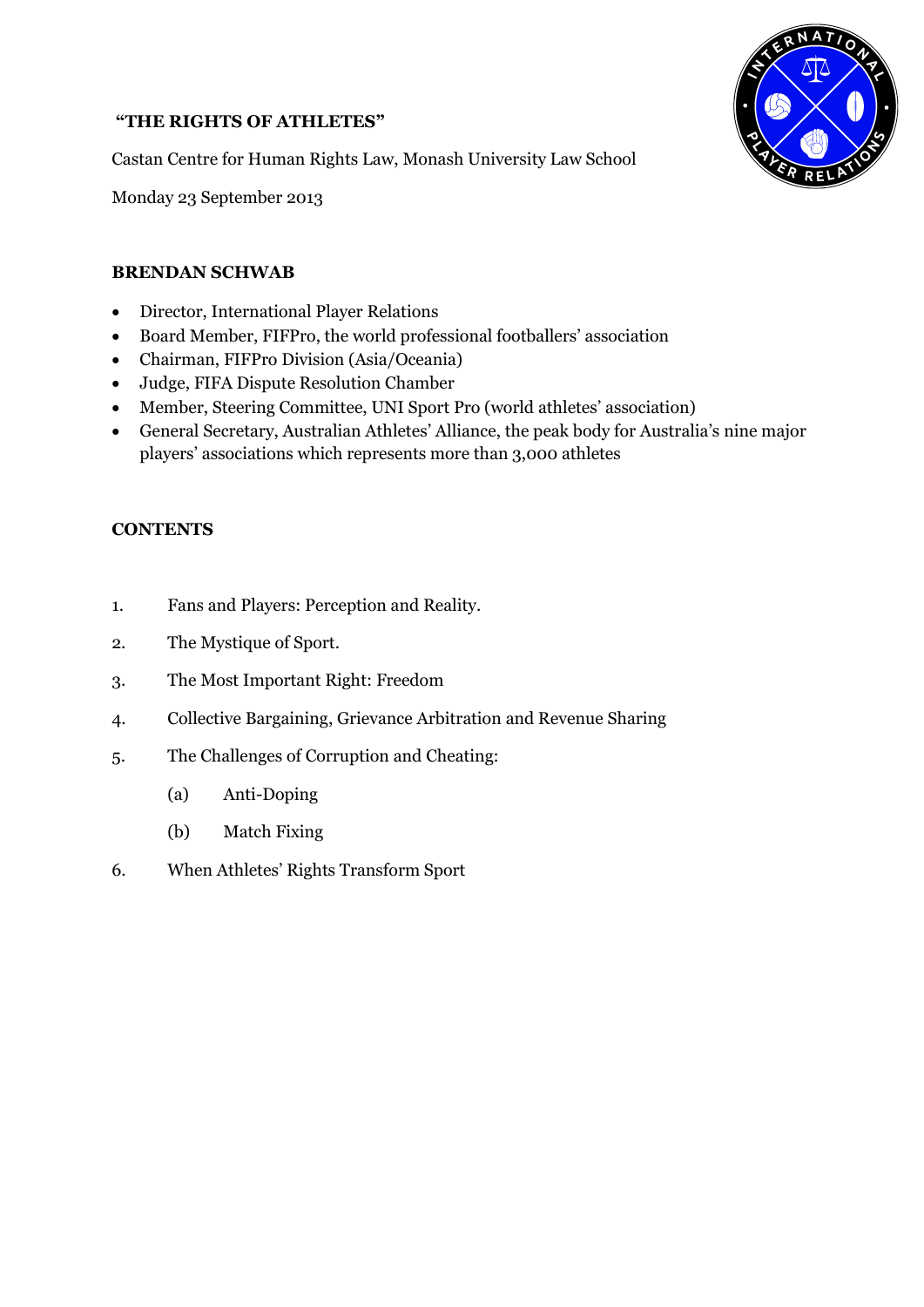# "THE RIGHTS OF ATHLETES"

Castan Centre for Human Rights Law, Monash University Law School

Monday 23 September 2013

**BRENDAN SCHWAB**

- Director, International Player Relations
- Board Member, FIFPro, the world professional footballers' association
- Chairman, FIFPro Division (Asia/Oceania)
- Judge, FIFA Dispute Resolution Chamber
- Member, Steering Committee, UNI Sport Pro (world athletes' association)
- General Secretary, Australian Athletes' Alliance, the peak body for Australia's nine major players' associations which represents more than 3,000 athletes

**CONTENTS**

1. Fans and Players: Perception and Reality.
2. The Mystique of Sport.
3. The Most Important Right: Freedom
4. Collective Bargaining, Grievance Arbitration and Revenue Sharing
5. The Challenges of Corruption and Cheating:
   - (a) Anti-Doping
   - (b) Match Fixing
6. When Athletes' Rights Transform Sport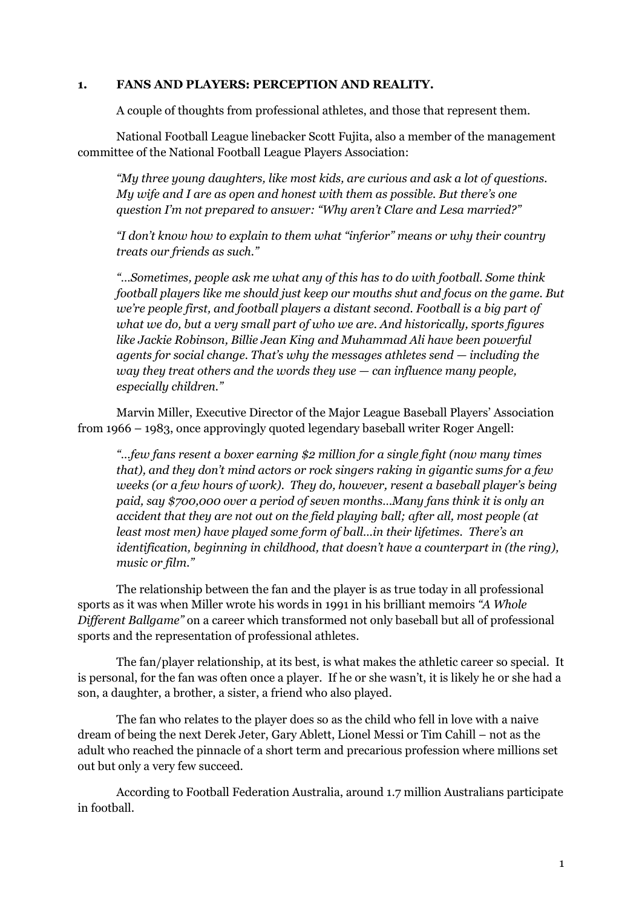## 1. FANS AND PLAYERS: PERCEPTION AND REALITY.

A couple of thoughts from professional athletes, and those that represent them.

National Football League linebacker Scott Fujita, also a member of the management committee of the National Football League Players Association:

> *"My three young daughters, like most kids, are curious and ask a lot of questions. My wife and I are as open and honest with them as possible. But there's one question I'm not prepared to answer: "Why aren't Clare and Lesa married?"*
>
> *"I don't know how to explain to them what "inferior" means or why their country treats our friends as such."*
>
> *"…Sometimes, people ask me what any of this has to do with football. Some think football players like me should just keep our mouths shut and focus on the game. But we're people first, and football players a distant second. Football is a big part of what we do, but a very small part of who we are. And historically, sports figures like Jackie Robinson, Billie Jean King and Muhammad Ali have been powerful agents for social change. That's why the messages athletes send — including the way they treat others and the words they use — can influence many people, especially children."*

Marvin Miller, Executive Director of the Major League Baseball Players' Association from 1966 – 1983, once approvingly quoted legendary baseball writer Roger Angell:

> *"…few fans resent a boxer earning $2 million for a single fight (now many times that), and they don't mind actors or rock singers raking in gigantic sums for a few weeks (or a few hours of work). They do, however, resent a baseball player's being paid, say $700,000 over a period of seven months…Many fans think it is only an accident that they are not out on the field playing ball; after all, most people (at least most men) have played some form of ball…in their lifetimes. There's an identification, beginning in childhood, that doesn't have a counterpart in (the ring), music or film."*

The relationship between the fan and the player is as true today in all professional sports as it was when Miller wrote his words in 1991 in his brilliant memoirs *"A Whole Different Ballgame"* on a career which transformed not only baseball but all of professional sports and the representation of professional athletes.

The fan/player relationship, at its best, is what makes the athletic career so special. It is personal, for the fan was often once a player. If he or she wasn't, it is likely he or she had a son, a daughter, a brother, a sister, a friend who also played.

The fan who relates to the player does so as the child who fell in love with a naive dream of being the next Derek Jeter, Gary Ablett, Lionel Messi or Tim Cahill – not as the adult who reached the pinnacle of a short term and precarious profession where millions set out but only a very few succeed.

According to Football Federation Australia, around 1.7 million Australians participate in football.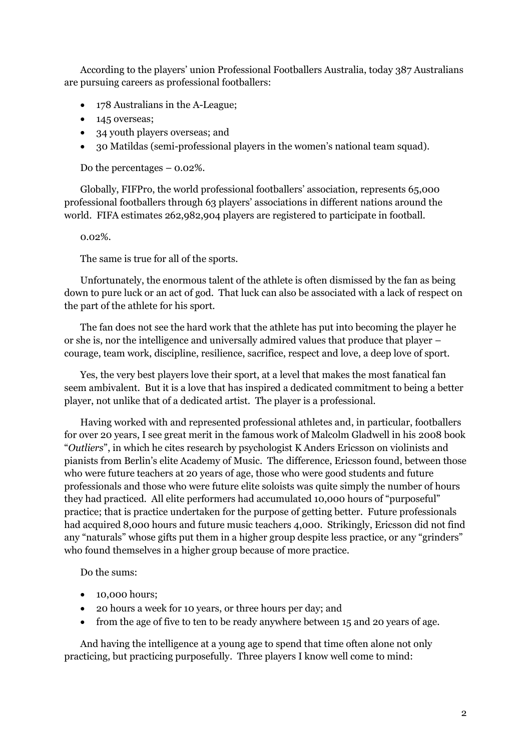According to the players' union Professional Footballers Australia, today 387 Australians are pursuing careers as professional footballers:

- 178 Australians in the A-League;
- 145 overseas;
- 34 youth players overseas; and
- 30 Matildas (semi-professional players in the women's national team squad).

Do the percentages – 0.02%.

Globally, FIFPro, the world professional footballers' association, represents 65,000 professional footballers through 63 players' associations in different nations around the world. FIFA estimates 262,982,904 players are registered to participate in football.

0.02%.

The same is true for all of the sports.

Unfortunately, the enormous talent of the athlete is often dismissed by the fan as being down to pure luck or an act of god. That luck can also be associated with a lack of respect on the part of the athlete for his sport.

The fan does not see the hard work that the athlete has put into becoming the player he or she is, nor the intelligence and universally admired values that produce that player – courage, team work, discipline, resilience, sacrifice, respect and love, a deep love of sport.

Yes, the very best players love their sport, at a level that makes the most fanatical fan seem ambivalent. But it is a love that has inspired a dedicated commitment to being a better player, not unlike that of a dedicated artist. The player is a professional.

Having worked with and represented professional athletes and, in particular, footballers for over 20 years, I see great merit in the famous work of Malcolm Gladwell in his 2008 book "*Outliers*", in which he cites research by psychologist K Anders Ericsson on violinists and pianists from Berlin's elite Academy of Music. The difference, Ericsson found, between those who were future teachers at 20 years of age, those who were good students and future professionals and those who were future elite soloists was quite simply the number of hours they had practiced. All elite performers had accumulated 10,000 hours of "purposeful" practice; that is practice undertaken for the purpose of getting better. Future professionals had acquired 8,000 hours and future music teachers 4,000. Strikingly, Ericsson did not find any "naturals" whose gifts put them in a higher group despite less practice, or any "grinders" who found themselves in a higher group because of more practice.

Do the sums:

- 10,000 hours;
- 20 hours a week for 10 years, or three hours per day; and
- from the age of five to ten to be ready anywhere between 15 and 20 years of age.

And having the intelligence at a young age to spend that time often alone not only practicing, but practicing purposefully. Three players I know well come to mind: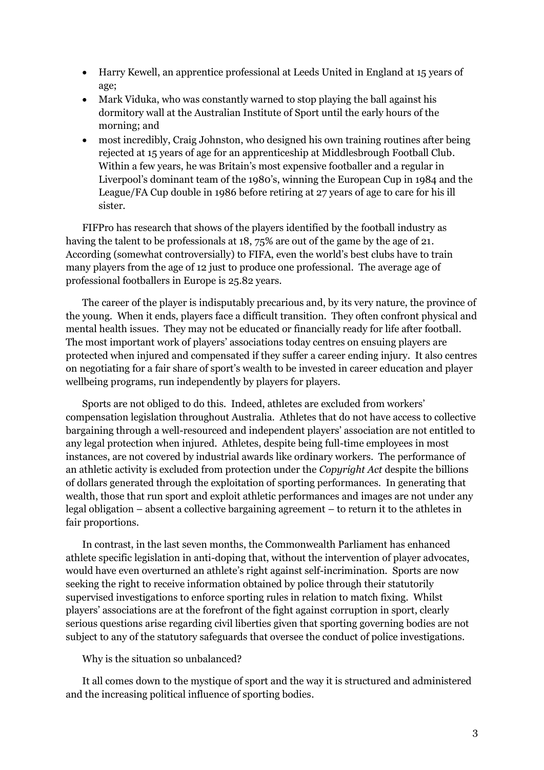- Harry Kewell, an apprentice professional at Leeds United in England at 15 years of age;
- Mark Viduka, who was constantly warned to stop playing the ball against his dormitory wall at the Australian Institute of Sport until the early hours of the morning; and
- most incredibly, Craig Johnston, who designed his own training routines after being rejected at 15 years of age for an apprenticeship at Middlesbrough Football Club. Within a few years, he was Britain's most expensive footballer and a regular in Liverpool's dominant team of the 1980's, winning the European Cup in 1984 and the League/FA Cup double in 1986 before retiring at 27 years of age to care for his ill sister.

FIFPro has research that shows of the players identified by the football industry as having the talent to be professionals at 18, 75% are out of the game by the age of 21. According (somewhat controversially) to FIFA, even the world's best clubs have to train many players from the age of 12 just to produce one professional. The average age of professional footballers in Europe is 25.82 years.

The career of the player is indisputably precarious and, by its very nature, the province of the young. When it ends, players face a difficult transition. They often confront physical and mental health issues. They may not be educated or financially ready for life after football. The most important work of players' associations today centres on ensuing players are protected when injured and compensated if they suffer a career ending injury. It also centres on negotiating for a fair share of sport's wealth to be invested in career education and player wellbeing programs, run independently by players for players.

Sports are not obliged to do this. Indeed, athletes are excluded from workers' compensation legislation throughout Australia. Athletes that do not have access to collective bargaining through a well-resourced and independent players' association are not entitled to any legal protection when injured. Athletes, despite being full-time employees in most instances, are not covered by industrial awards like ordinary workers. The performance of an athletic activity is excluded from protection under the *Copyright Act* despite the billions of dollars generated through the exploitation of sporting performances. In generating that wealth, those that run sport and exploit athletic performances and images are not under any legal obligation – absent a collective bargaining agreement – to return it to the athletes in fair proportions.

In contrast, in the last seven months, the Commonwealth Parliament has enhanced athlete specific legislation in anti-doping that, without the intervention of player advocates, would have even overturned an athlete's right against self-incrimination. Sports are now seeking the right to receive information obtained by police through their statutorily supervised investigations to enforce sporting rules in relation to match fixing. Whilst players' associations are at the forefront of the fight against corruption in sport, clearly serious questions arise regarding civil liberties given that sporting governing bodies are not subject to any of the statutory safeguards that oversee the conduct of police investigations.

Why is the situation so unbalanced?

It all comes down to the mystique of sport and the way it is structured and administered and the increasing political influence of sporting bodies.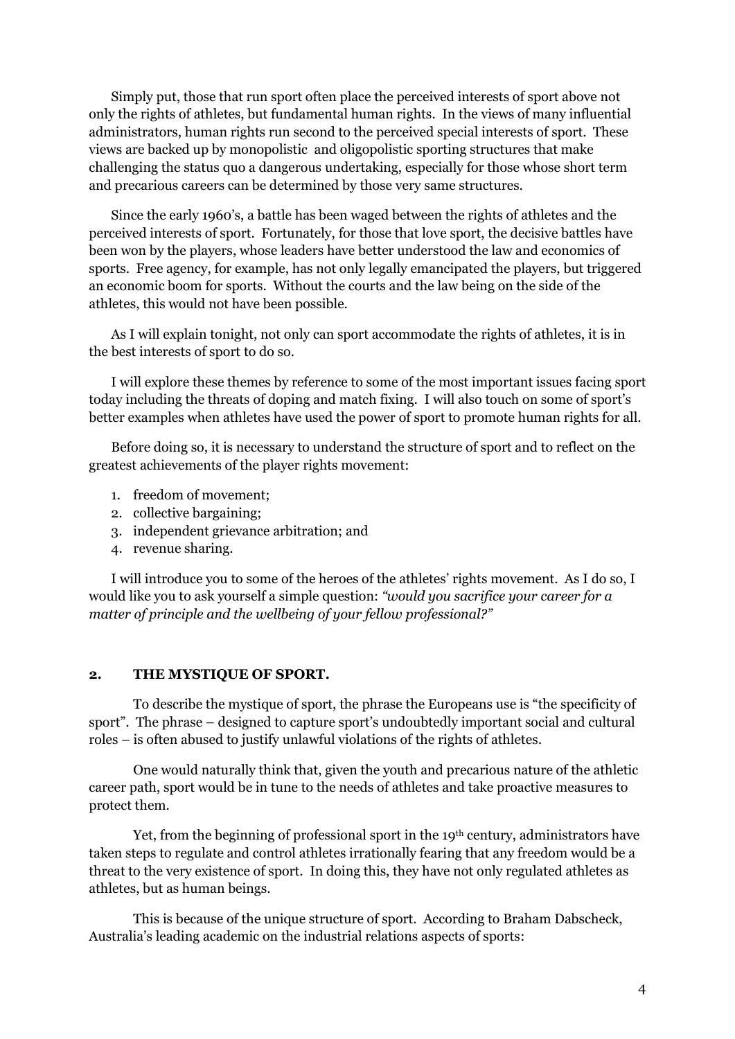Simply put, those that run sport often place the perceived interests of sport above not only the rights of athletes, but fundamental human rights. In the views of many influential administrators, human rights run second to the perceived special interests of sport. These views are backed up by monopolistic and oligopolistic sporting structures that make challenging the status quo a dangerous undertaking, especially for those whose short term and precarious careers can be determined by those very same structures.

Since the early 1960's, a battle has been waged between the rights of athletes and the perceived interests of sport. Fortunately, for those that love sport, the decisive battles have been won by the players, whose leaders have better understood the law and economics of sports. Free agency, for example, has not only legally emancipated the players, but triggered an economic boom for sports. Without the courts and the law being on the side of the athletes, this would not have been possible.

As I will explain tonight, not only can sport accommodate the rights of athletes, it is in the best interests of sport to do so.

I will explore these themes by reference to some of the most important issues facing sport today including the threats of doping and match fixing. I will also touch on some of sport's better examples when athletes have used the power of sport to promote human rights for all.

Before doing so, it is necessary to understand the structure of sport and to reflect on the greatest achievements of the player rights movement:

1. freedom of movement;
2. collective bargaining;
3. independent grievance arbitration; and
4. revenue sharing.

I will introduce you to some of the heroes of the athletes' rights movement. As I do so, I would like you to ask yourself a simple question: *"would you sacrifice your career for a matter of principle and the wellbeing of your fellow professional?"*

## 2. THE MYSTIQUE OF SPORT.

To describe the mystique of sport, the phrase the Europeans use is "the specificity of sport". The phrase – designed to capture sport's undoubtedly important social and cultural roles – is often abused to justify unlawful violations of the rights of athletes.

One would naturally think that, given the youth and precarious nature of the athletic career path, sport would be in tune to the needs of athletes and take proactive measures to protect them.

Yet, from the beginning of professional sport in the 19th century, administrators have taken steps to regulate and control athletes irrationally fearing that any freedom would be a threat to the very existence of sport. In doing this, they have not only regulated athletes as athletes, but as human beings.

This is because of the unique structure of sport. According to Braham Dabscheck, Australia's leading academic on the industrial relations aspects of sports: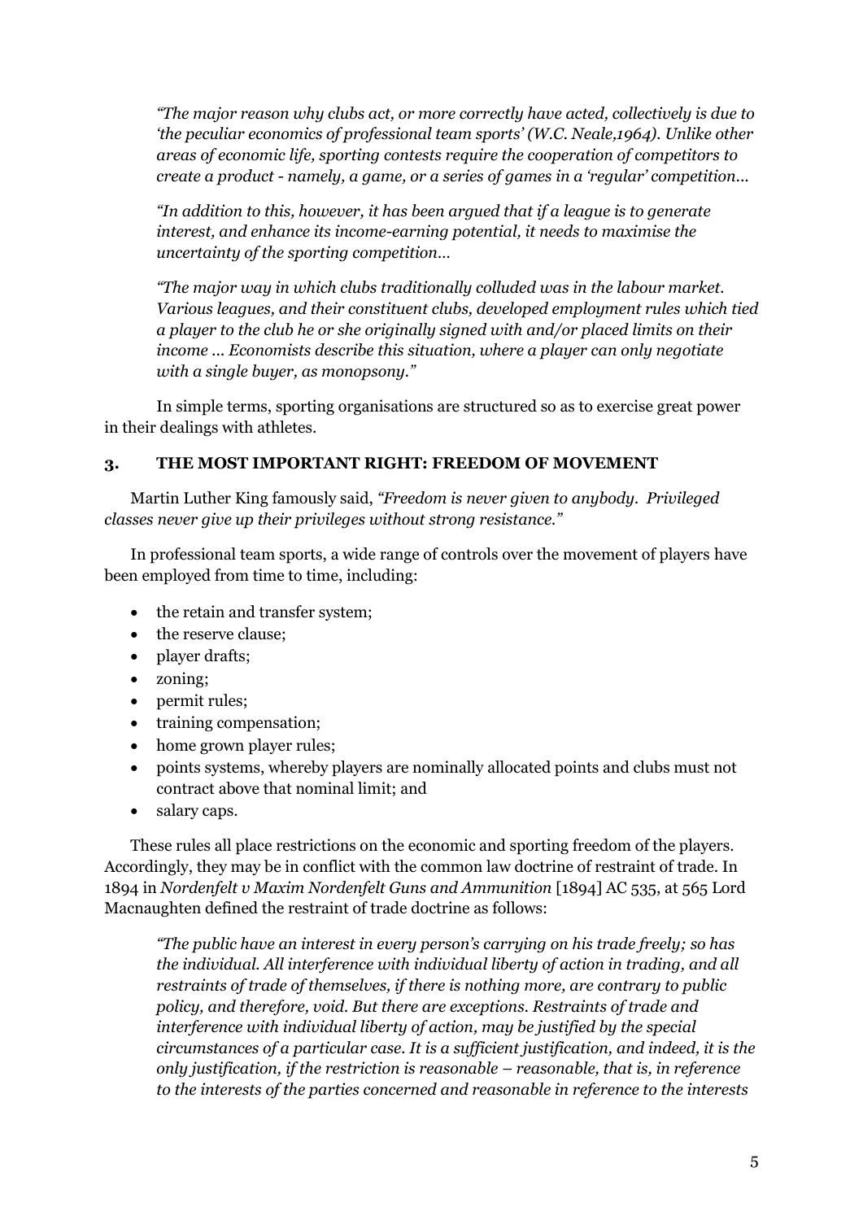*"The major reason why clubs act, or more correctly have acted, collectively is due to 'the peculiar economics of professional team sports' (W.C. Neale,1964). Unlike other areas of economic life, sporting contests require the cooperation of competitors to create a product - namely, a game, or a series of games in a 'regular' competition…*

*"In addition to this, however, it has been argued that if a league is to generate interest, and enhance its income-earning potential, it needs to maximise the uncertainty of the sporting competition…*

*"The major way in which clubs traditionally colluded was in the labour market. Various leagues, and their constituent clubs, developed employment rules which tied a player to the club he or she originally signed with and/or placed limits on their income … Economists describe this situation, where a player can only negotiate with a single buyer, as monopsony."*

In simple terms, sporting organisations are structured so as to exercise great power in their dealings with athletes.

## 3. THE MOST IMPORTANT RIGHT: FREEDOM OF MOVEMENT

Martin Luther King famously said, *"Freedom is never given to anybody. Privileged classes never give up their privileges without strong resistance."*

In professional team sports, a wide range of controls over the movement of players have been employed from time to time, including:

- the retain and transfer system;
- the reserve clause;
- player drafts;
- zoning;
- permit rules;
- training compensation;
- home grown player rules;
- points systems, whereby players are nominally allocated points and clubs must not contract above that nominal limit; and
- salary caps.

These rules all place restrictions on the economic and sporting freedom of the players. Accordingly, they may be in conflict with the common law doctrine of restraint of trade. In 1894 in *Nordenfelt v Maxim Nordenfelt Guns and Ammunition* [1894] AC 535, at 565 Lord Macnaughten defined the restraint of trade doctrine as follows:

*"The public have an interest in every person's carrying on his trade freely; so has the individual. All interference with individual liberty of action in trading, and all restraints of trade of themselves, if there is nothing more, are contrary to public policy, and therefore, void. But there are exceptions. Restraints of trade and interference with individual liberty of action, may be justified by the special circumstances of a particular case. It is a sufficient justification, and indeed, it is the only justification, if the restriction is reasonable – reasonable, that is, in reference to the interests of the parties concerned and reasonable in reference to the interests*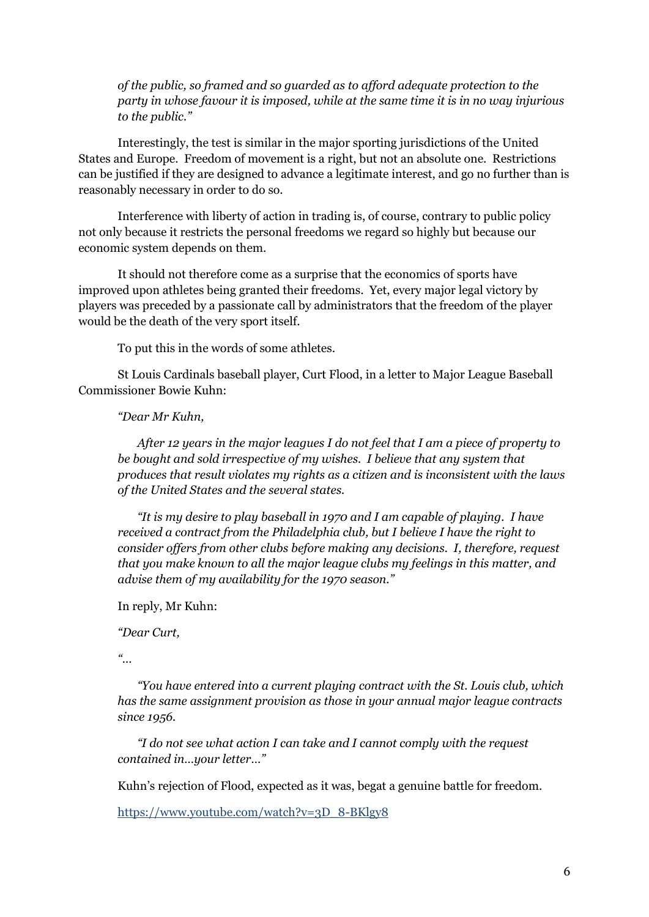*of the public, so framed and so guarded as to afford adequate protection to the party in whose favour it is imposed, while at the same time it is in no way injurious to the public."*

Interestingly, the test is similar in the major sporting jurisdictions of the United States and Europe. Freedom of movement is a right, but not an absolute one. Restrictions can be justified if they are designed to advance a legitimate interest, and go no further than is reasonably necessary in order to do so.

Interference with liberty of action in trading is, of course, contrary to public policy not only because it restricts the personal freedoms we regard so highly but because our economic system depends on them.

It should not therefore come as a surprise that the economics of sports have improved upon athletes being granted their freedoms. Yet, every major legal victory by players was preceded by a passionate call by administrators that the freedom of the player would be the death of the very sport itself.

To put this in the words of some athletes.

St Louis Cardinals baseball player, Curt Flood, in a letter to Major League Baseball Commissioner Bowie Kuhn:

*"Dear Mr Kuhn,*

*After 12 years in the major leagues I do not feel that I am a piece of property to be bought and sold irrespective of my wishes. I believe that any system that produces that result violates my rights as a citizen and is inconsistent with the laws of the United States and the several states.*

*"It is my desire to play baseball in 1970 and I am capable of playing. I have received a contract from the Philadelphia club, but I believe I have the right to consider offers from other clubs before making any decisions. I, therefore, request that you make known to all the major league clubs my feelings in this matter, and advise them of my availability for the 1970 season."*

In reply, Mr Kuhn:

*"Dear Curt,*

*"…*

*"You have entered into a current playing contract with the St. Louis club, which has the same assignment provision as those in your annual major league contracts since 1956.*

*"I do not see what action I can take and I cannot comply with the request contained in…your letter…"*

Kuhn's rejection of Flood, expected as it was, begat a genuine battle for freedom.

https://www.youtube.com/watch?v=3D_8-BKlgy8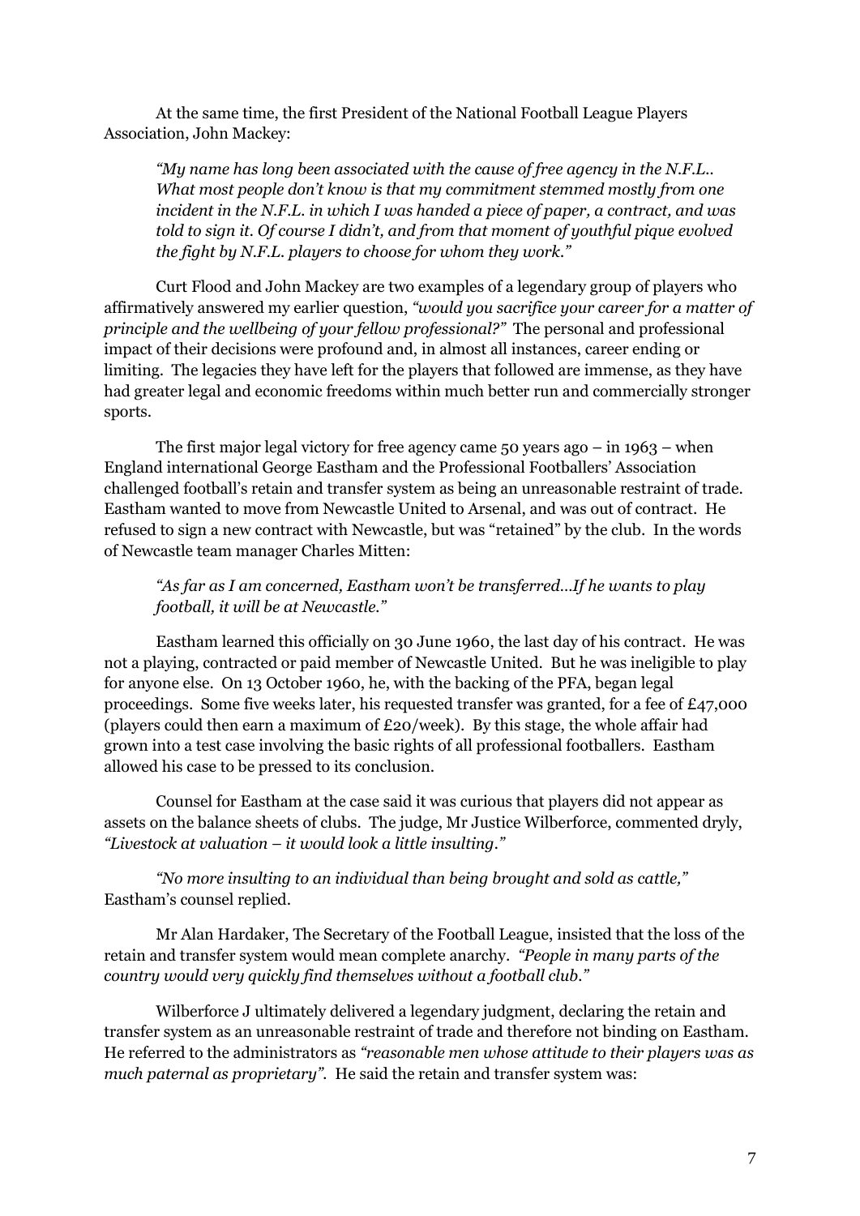At the same time, the first President of the National Football League Players Association, John Mackey:

> *"My name has long been associated with the cause of free agency in the N.F.L.. What most people don't know is that my commitment stemmed mostly from one incident in the N.F.L. in which I was handed a piece of paper, a contract, and was told to sign it. Of course I didn't, and from that moment of youthful pique evolved the fight by N.F.L. players to choose for whom they work."*

Curt Flood and John Mackey are two examples of a legendary group of players who affirmatively answered my earlier question, *"would you sacrifice your career for a matter of principle and the wellbeing of your fellow professional?"* The personal and professional impact of their decisions were profound and, in almost all instances, career ending or limiting. The legacies they have left for the players that followed are immense, as they have had greater legal and economic freedoms within much better run and commercially stronger sports.

The first major legal victory for free agency came 50 years ago – in 1963 – when England international George Eastham and the Professional Footballers' Association challenged football's retain and transfer system as being an unreasonable restraint of trade. Eastham wanted to move from Newcastle United to Arsenal, and was out of contract. He refused to sign a new contract with Newcastle, but was "retained" by the club. In the words of Newcastle team manager Charles Mitten:

> *"As far as I am concerned, Eastham won't be transferred…If he wants to play football, it will be at Newcastle."*

Eastham learned this officially on 30 June 1960, the last day of his contract. He was not a playing, contracted or paid member of Newcastle United. But he was ineligible to play for anyone else. On 13 October 1960, he, with the backing of the PFA, began legal proceedings. Some five weeks later, his requested transfer was granted, for a fee of £47,000 (players could then earn a maximum of £20/week). By this stage, the whole affair had grown into a test case involving the basic rights of all professional footballers. Eastham allowed his case to be pressed to its conclusion.

Counsel for Eastham at the case said it was curious that players did not appear as assets on the balance sheets of clubs. The judge, Mr Justice Wilberforce, commented dryly, *"Livestock at valuation – it would look a little insulting."*

*"No more insulting to an individual than being brought and sold as cattle,"* Eastham's counsel replied.

Mr Alan Hardaker, The Secretary of the Football League, insisted that the loss of the retain and transfer system would mean complete anarchy. *"People in many parts of the country would very quickly find themselves without a football club."*

Wilberforce J ultimately delivered a legendary judgment, declaring the retain and transfer system as an unreasonable restraint of trade and therefore not binding on Eastham. He referred to the administrators as *"reasonable men whose attitude to their players was as much paternal as proprietary"*. He said the retain and transfer system was: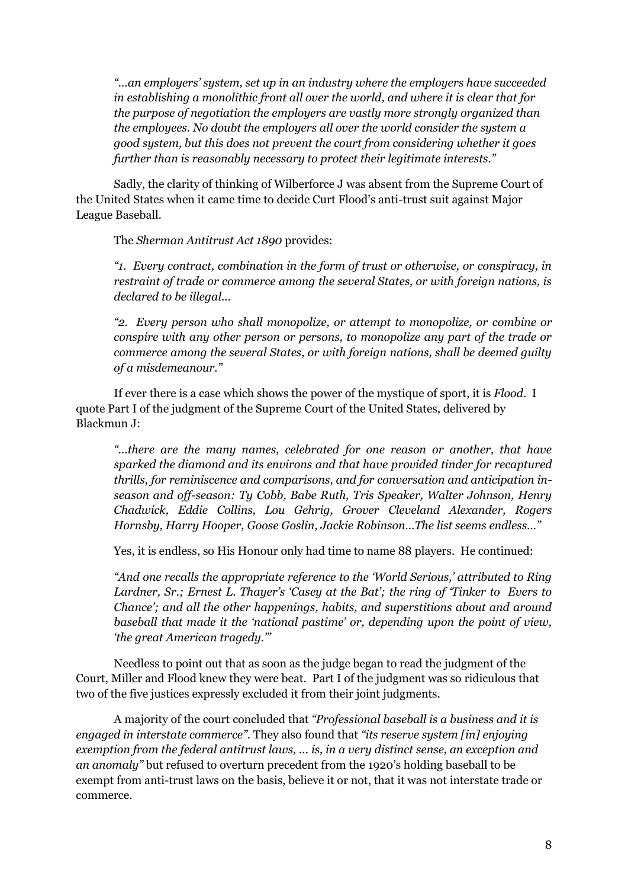> *"…an employers' system, set up in an industry where the employers have succeeded in establishing a monolithic front all over the world, and where it is clear that for the purpose of negotiation the employers are vastly more strongly organized than the employees. No doubt the employers all over the world consider the system a good system, but this does not prevent the court from considering whether it goes further than is reasonably necessary to protect their legitimate interests."*

Sadly, the clarity of thinking of Wilberforce J was absent from the Supreme Court of the United States when it came time to decide Curt Flood's anti-trust suit against Major League Baseball.

The *Sherman Antitrust Act 1890* provides:

> *"1. Every contract, combination in the form of trust or otherwise, or conspiracy, in restraint of trade or commerce among the several States, or with foreign nations, is declared to be illegal…*
>
> *"2. Every person who shall monopolize, or attempt to monopolize, or combine or conspire with any other person or persons, to monopolize any part of the trade or commerce among the several States, or with foreign nations, shall be deemed guilty of a misdemeanour."*

If ever there is a case which shows the power of the mystique of sport, it is *Flood*. I quote Part I of the judgment of the Supreme Court of the United States, delivered by Blackmun J:

> *"…there are the many names, celebrated for one reason or another, that have sparked the diamond and its environs and that have provided tinder for recaptured thrills, for reminiscence and comparisons, and for conversation and anticipation in-season and off-season: Ty Cobb, Babe Ruth, Tris Speaker, Walter Johnson, Henry Chadwick, Eddie Collins, Lou Gehrig, Grover Cleveland Alexander, Rogers Hornsby, Harry Hooper, Goose Goslin, Jackie Robinson…The list seems endless…"*

Yes, it is endless, so His Honour only had time to name 88 players. He continued:

> *"And one recalls the appropriate reference to the 'World Serious,' attributed to Ring Lardner, Sr.; Ernest L. Thayer's 'Casey at the Bat'; the ring of 'Tinker to Evers to Chance'; and all the other happenings, habits, and superstitions about and around baseball that made it the 'national pastime' or, depending upon the point of view, 'the great American tragedy.'"*

Needless to point out that as soon as the judge began to read the judgment of the Court, Miller and Flood knew they were beat. Part I of the judgment was so ridiculous that two of the five justices expressly excluded it from their joint judgments.

A majority of the court concluded that *"Professional baseball is a business and it is engaged in interstate commerce"*. They also found that *"its reserve system [in] enjoying exemption from the federal antitrust laws, … is, in a very distinct sense, an exception and an anomaly"* but refused to overturn precedent from the 1920's holding baseball to be exempt from anti-trust laws on the basis, believe it or not, that it was not interstate trade or commerce.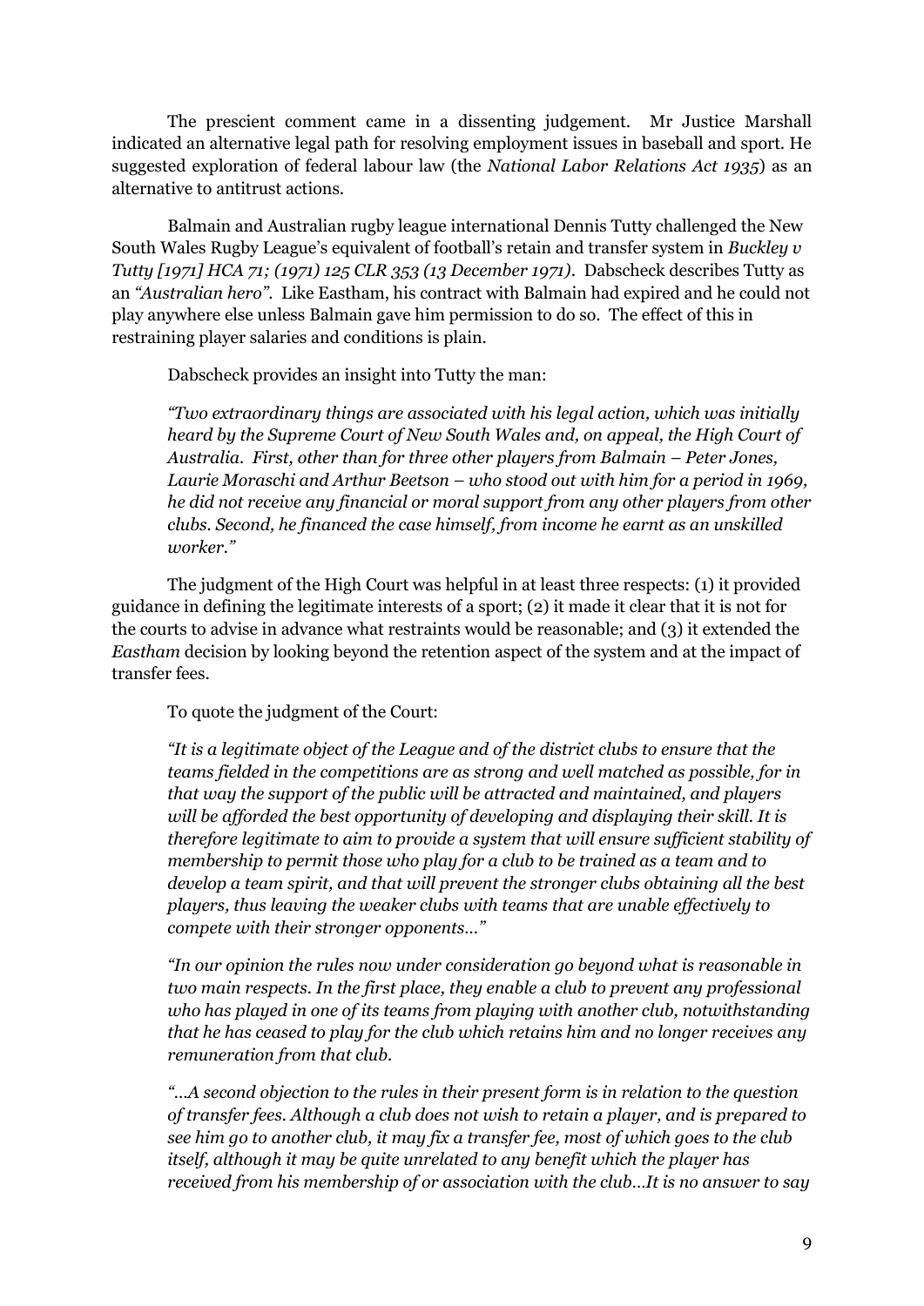The prescient comment came in a dissenting judgement. Mr Justice Marshall indicated an alternative legal path for resolving employment issues in baseball and sport. He suggested exploration of federal labour law (the *National Labor Relations Act 1935*) as an alternative to antitrust actions.

Balmain and Australian rugby league international Dennis Tutty challenged the New South Wales Rugby League's equivalent of football's retain and transfer system in *Buckley v Tutty [1971] HCA 71; (1971) 125 CLR 353 (13 December 1971)*. Dabscheck describes Tutty as an *"Australian hero"*. Like Eastham, his contract with Balmain had expired and he could not play anywhere else unless Balmain gave him permission to do so. The effect of this in restraining player salaries and conditions is plain.

Dabscheck provides an insight into Tutty the man:

*"Two extraordinary things are associated with his legal action, which was initially heard by the Supreme Court of New South Wales and, on appeal, the High Court of Australia. First, other than for three other players from Balmain – Peter Jones, Laurie Moraschi and Arthur Beetson – who stood out with him for a period in 1969, he did not receive any financial or moral support from any other players from other clubs. Second, he financed the case himself, from income he earnt as an unskilled worker."*

The judgment of the High Court was helpful in at least three respects: (1) it provided guidance in defining the legitimate interests of a sport; (2) it made it clear that it is not for the courts to advise in advance what restraints would be reasonable; and (3) it extended the *Eastham* decision by looking beyond the retention aspect of the system and at the impact of transfer fees.

To quote the judgment of the Court:

*"It is a legitimate object of the League and of the district clubs to ensure that the teams fielded in the competitions are as strong and well matched as possible, for in that way the support of the public will be attracted and maintained, and players will be afforded the best opportunity of developing and displaying their skill. It is therefore legitimate to aim to provide a system that will ensure sufficient stability of membership to permit those who play for a club to be trained as a team and to develop a team spirit, and that will prevent the stronger clubs obtaining all the best players, thus leaving the weaker clubs with teams that are unable effectively to compete with their stronger opponents…"*

*"In our opinion the rules now under consideration go beyond what is reasonable in two main respects. In the first place, they enable a club to prevent any professional who has played in one of its teams from playing with another club, notwithstanding that he has ceased to play for the club which retains him and no longer receives any remuneration from that club.*

*"…A second objection to the rules in their present form is in relation to the question of transfer fees. Although a club does not wish to retain a player, and is prepared to see him go to another club, it may fix a transfer fee, most of which goes to the club itself, although it may be quite unrelated to any benefit which the player has received from his membership of or association with the club…It is no answer to say*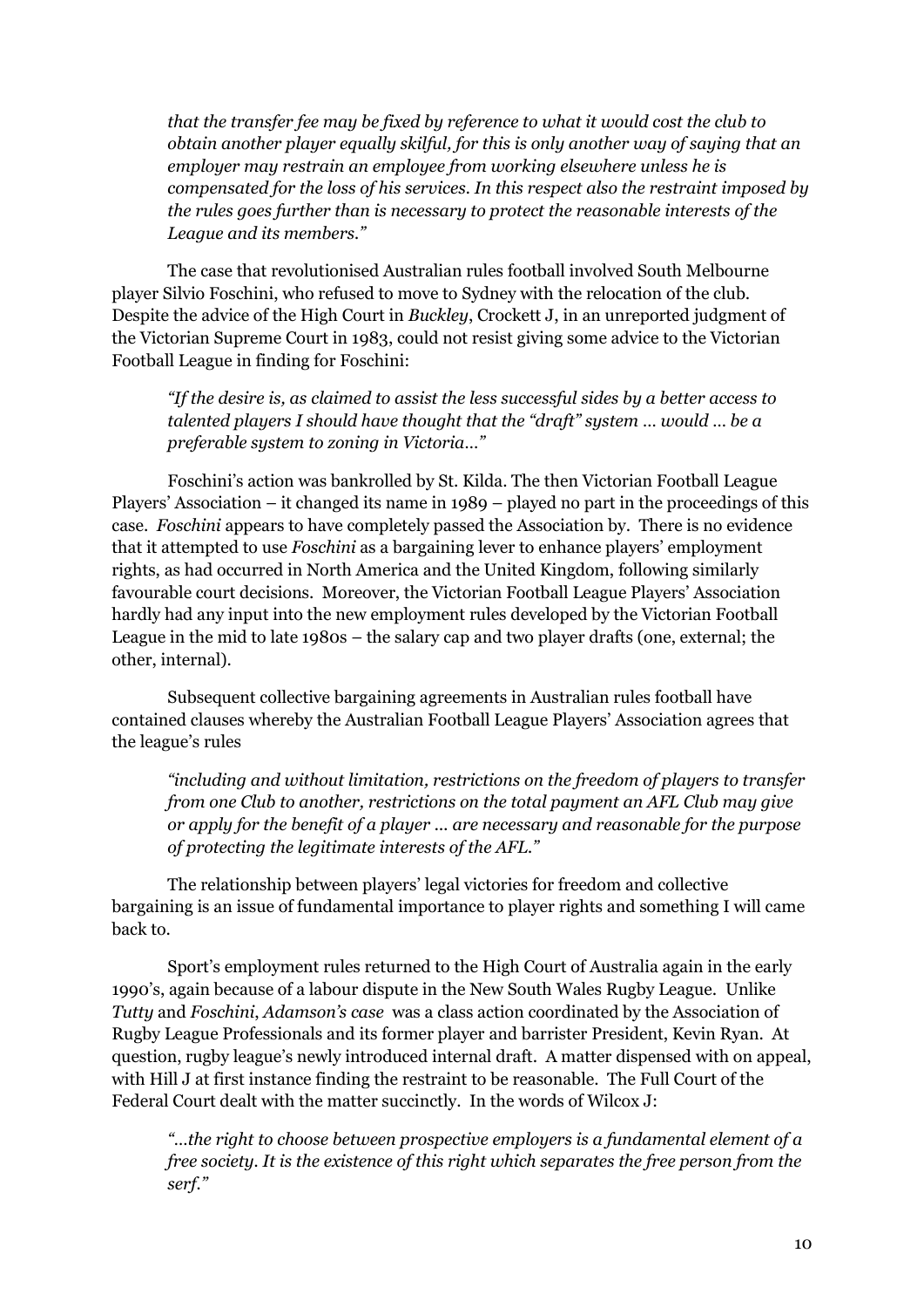*that the transfer fee may be fixed by reference to what it would cost the club to obtain another player equally skilful, for this is only another way of saying that an employer may restrain an employee from working elsewhere unless he is compensated for the loss of his services. In this respect also the restraint imposed by the rules goes further than is necessary to protect the reasonable interests of the League and its members."*

The case that revolutionised Australian rules football involved South Melbourne player Silvio Foschini, who refused to move to Sydney with the relocation of the club. Despite the advice of the High Court in *Buckley*, Crockett J, in an unreported judgment of the Victorian Supreme Court in 1983, could not resist giving some advice to the Victorian Football League in finding for Foschini:

*"If the desire is, as claimed to assist the less successful sides by a better access to talented players I should have thought that the "draft" system ... would ... be a preferable system to zoning in Victoria..."*

Foschini's action was bankrolled by St. Kilda. The then Victorian Football League Players' Association – it changed its name in 1989 – played no part in the proceedings of this case. *Foschini* appears to have completely passed the Association by. There is no evidence that it attempted to use *Foschini* as a bargaining lever to enhance players' employment rights, as had occurred in North America and the United Kingdom, following similarly favourable court decisions. Moreover, the Victorian Football League Players' Association hardly had any input into the new employment rules developed by the Victorian Football League in the mid to late 1980s – the salary cap and two player drafts (one, external; the other, internal).

Subsequent collective bargaining agreements in Australian rules football have contained clauses whereby the Australian Football League Players' Association agrees that the league's rules

*"including and without limitation, restrictions on the freedom of players to transfer from one Club to another, restrictions on the total payment an AFL Club may give or apply for the benefit of a player ... are necessary and reasonable for the purpose of protecting the legitimate interests of the AFL."*

The relationship between players' legal victories for freedom and collective bargaining is an issue of fundamental importance to player rights and something I will came back to.

Sport's employment rules returned to the High Court of Australia again in the early 1990's, again because of a labour dispute in the New South Wales Rugby League. Unlike *Tutty* and *Foschini*, *Adamson's case* was a class action coordinated by the Association of Rugby League Professionals and its former player and barrister President, Kevin Ryan. At question, rugby league's newly introduced internal draft. A matter dispensed with on appeal, with Hill J at first instance finding the restraint to be reasonable. The Full Court of the Federal Court dealt with the matter succinctly. In the words of Wilcox J:

*"...the right to choose between prospective employers is a fundamental element of a free society. It is the existence of this right which separates the free person from the serf."*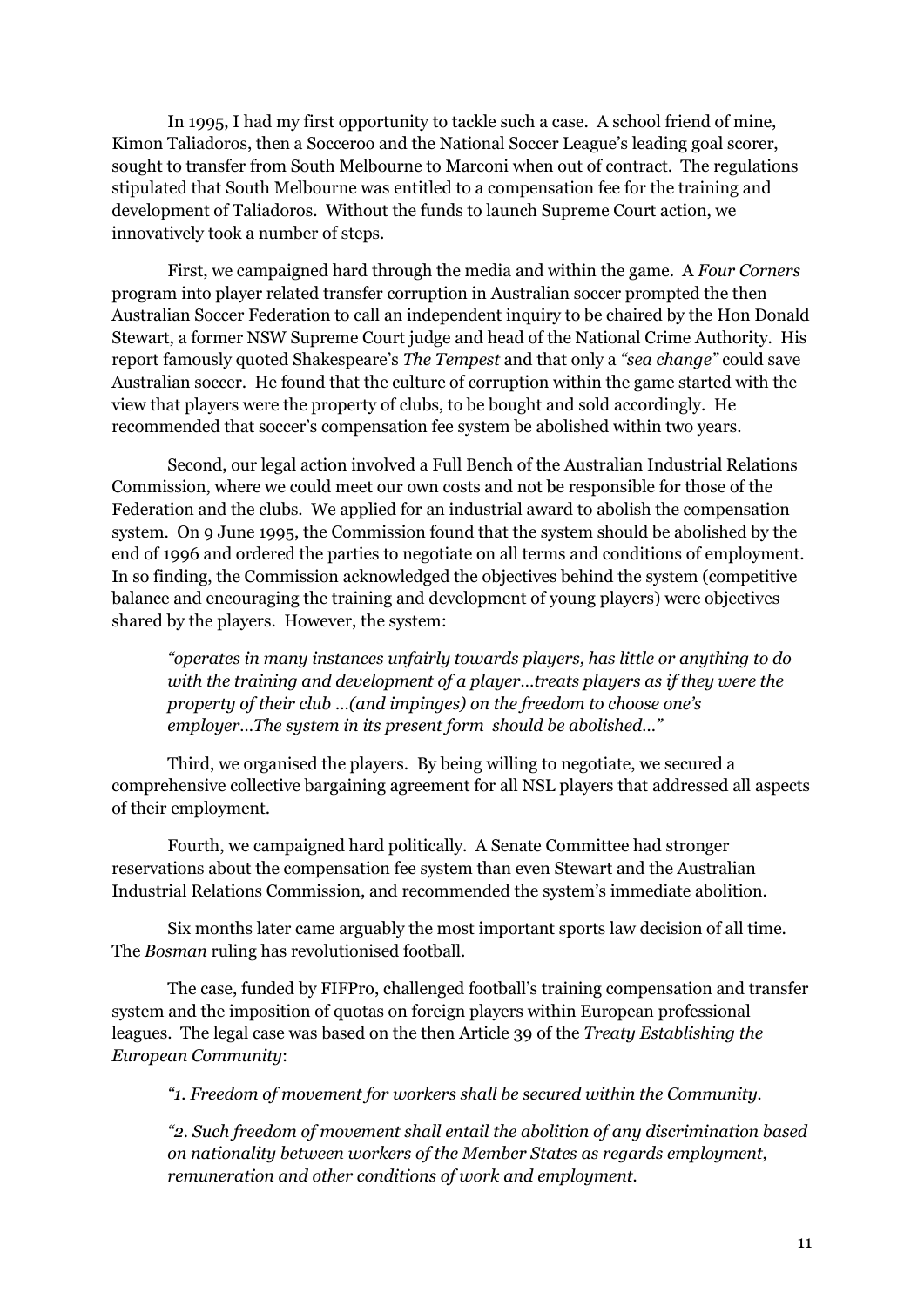In 1995, I had my first opportunity to tackle such a case. A school friend of mine, Kimon Taliadoros, then a Socceroo and the National Soccer League's leading goal scorer, sought to transfer from South Melbourne to Marconi when out of contract. The regulations stipulated that South Melbourne was entitled to a compensation fee for the training and development of Taliadoros. Without the funds to launch Supreme Court action, we innovatively took a number of steps.

First, we campaigned hard through the media and within the game. A *Four Corners* program into player related transfer corruption in Australian soccer prompted the then Australian Soccer Federation to call an independent inquiry to be chaired by the Hon Donald Stewart, a former NSW Supreme Court judge and head of the National Crime Authority. His report famously quoted Shakespeare's *The Tempest* and that only a *"sea change"* could save Australian soccer. He found that the culture of corruption within the game started with the view that players were the property of clubs, to be bought and sold accordingly. He recommended that soccer's compensation fee system be abolished within two years.

Second, our legal action involved a Full Bench of the Australian Industrial Relations Commission, where we could meet our own costs and not be responsible for those of the Federation and the clubs. We applied for an industrial award to abolish the compensation system. On 9 June 1995, the Commission found that the system should be abolished by the end of 1996 and ordered the parties to negotiate on all terms and conditions of employment. In so finding, the Commission acknowledged the objectives behind the system (competitive balance and encouraging the training and development of young players) were objectives shared by the players. However, the system:

> *"operates in many instances unfairly towards players, has little or anything to do with the training and development of a player…treats players as if they were the property of their club …(and impinges) on the freedom to choose one's employer…The system in its present form should be abolished…"*

Third, we organised the players. By being willing to negotiate, we secured a comprehensive collective bargaining agreement for all NSL players that addressed all aspects of their employment.

Fourth, we campaigned hard politically. A Senate Committee had stronger reservations about the compensation fee system than even Stewart and the Australian Industrial Relations Commission, and recommended the system's immediate abolition.

Six months later came arguably the most important sports law decision of all time. The *Bosman* ruling has revolutionised football.

The case, funded by FIFPro, challenged football's training compensation and transfer system and the imposition of quotas on foreign players within European professional leagues. The legal case was based on the then Article 39 of the *Treaty Establishing the European Community*:

> *"1. Freedom of movement for workers shall be secured within the Community.*
>
> *"2. Such freedom of movement shall entail the abolition of any discrimination based on nationality between workers of the Member States as regards employment, remuneration and other conditions of work and employment.*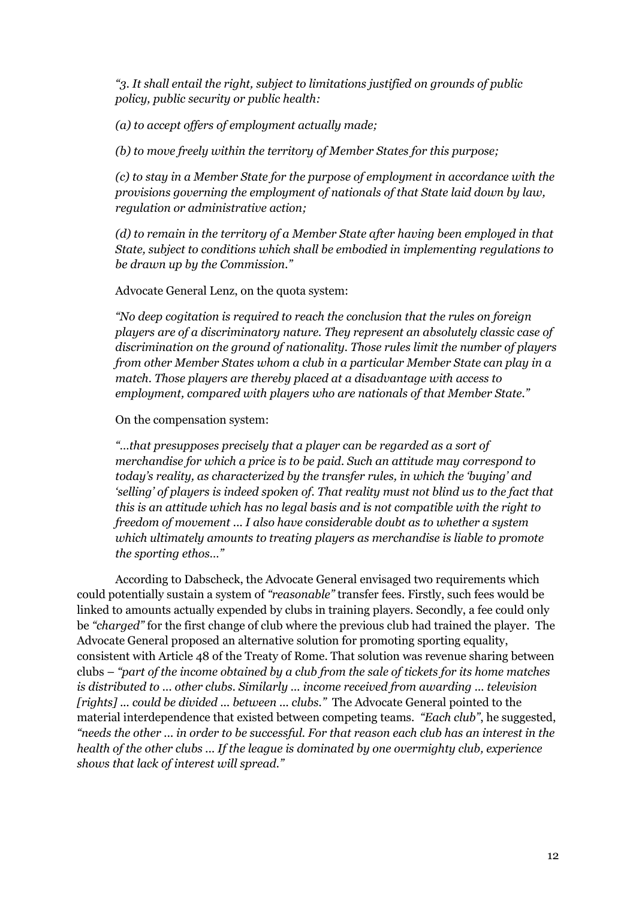*"3. It shall entail the right, subject to limitations justified on grounds of public policy, public security or public health:*

*(a) to accept offers of employment actually made;*

*(b) to move freely within the territory of Member States for this purpose;*

*(c) to stay in a Member State for the purpose of employment in accordance with the provisions governing the employment of nationals of that State laid down by law, regulation or administrative action;*

*(d) to remain in the territory of a Member State after having been employed in that State, subject to conditions which shall be embodied in implementing regulations to be drawn up by the Commission."*

Advocate General Lenz, on the quota system:

*"No deep cogitation is required to reach the conclusion that the rules on foreign players are of a discriminatory nature. They represent an absolutely classic case of discrimination on the ground of nationality. Those rules limit the number of players from other Member States whom a club in a particular Member State can play in a match. Those players are thereby placed at a disadvantage with access to employment, compared with players who are nationals of that Member State."*

On the compensation system:

*"…that presupposes precisely that a player can be regarded as a sort of merchandise for which a price is to be paid. Such an attitude may correspond to today's reality, as characterized by the transfer rules, in which the 'buying' and 'selling' of players is indeed spoken of. That reality must not blind us to the fact that this is an attitude which has no legal basis and is not compatible with the right to freedom of movement … I also have considerable doubt as to whether a system which ultimately amounts to treating players as merchandise is liable to promote the sporting ethos…"*

According to Dabscheck, the Advocate General envisaged two requirements which could potentially sustain a system of *"reasonable"* transfer fees. Firstly, such fees would be linked to amounts actually expended by clubs in training players. Secondly, a fee could only be *"charged"* for the first change of club where the previous club had trained the player. The Advocate General proposed an alternative solution for promoting sporting equality, consistent with Article 48 of the Treaty of Rome. That solution was revenue sharing between clubs – *"part of the income obtained by a club from the sale of tickets for its home matches is distributed to … other clubs. Similarly … income received from awarding … television [rights] … could be divided … between … clubs."* The Advocate General pointed to the material interdependence that existed between competing teams. *"Each club"*, he suggested, *"needs the other … in order to be successful. For that reason each club has an interest in the health of the other clubs … If the league is dominated by one overmighty club, experience shows that lack of interest will spread."*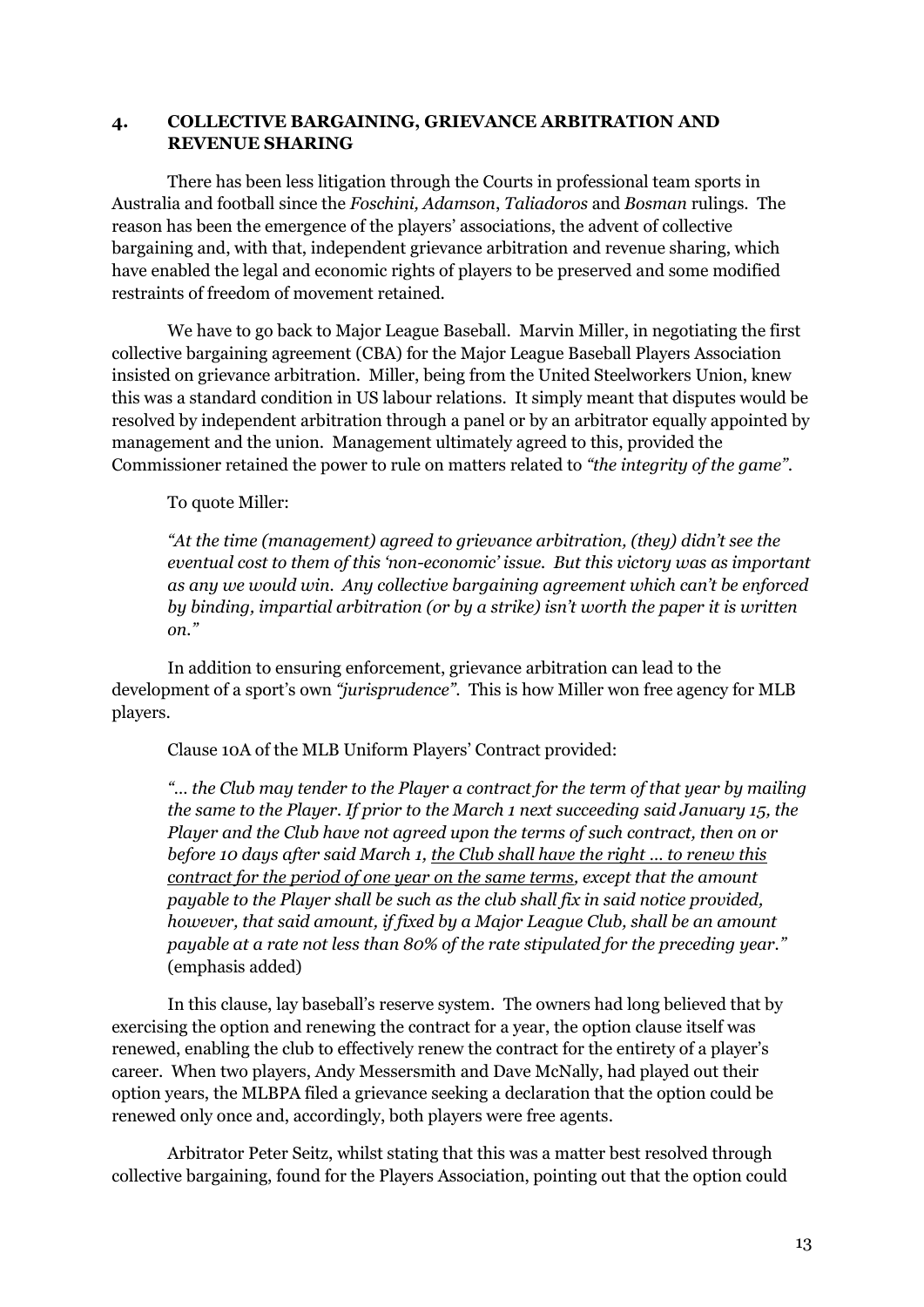## 4. COLLECTIVE BARGAINING, GRIEVANCE ARBITRATION AND REVENUE SHARING

There has been less litigation through the Courts in professional team sports in Australia and football since the *Foschini, Adamson*, *Taliadoros* and *Bosman* rulings. The reason has been the emergence of the players' associations, the advent of collective bargaining and, with that, independent grievance arbitration and revenue sharing, which have enabled the legal and economic rights of players to be preserved and some modified restraints of freedom of movement retained.

We have to go back to Major League Baseball. Marvin Miller, in negotiating the first collective bargaining agreement (CBA) for the Major League Baseball Players Association insisted on grievance arbitration. Miller, being from the United Steelworkers Union, knew this was a standard condition in US labour relations. It simply meant that disputes would be resolved by independent arbitration through a panel or by an arbitrator equally appointed by management and the union. Management ultimately agreed to this, provided the Commissioner retained the power to rule on matters related to *"the integrity of the game"*.

To quote Miller:

> *"At the time (management) agreed to grievance arbitration, (they) didn't see the eventual cost to them of this 'non-economic' issue. But this victory was as important as any we would win. Any collective bargaining agreement which can't be enforced by binding, impartial arbitration (or by a strike) isn't worth the paper it is written on."*

In addition to ensuring enforcement, grievance arbitration can lead to the development of a sport's own *"jurisprudence"*. This is how Miller won free agency for MLB players.

Clause 10A of the MLB Uniform Players' Contract provided:

> *"… the Club may tender to the Player a contract for the term of that year by mailing the same to the Player. If prior to the March 1 next succeeding said January 15, the Player and the Club have not agreed upon the terms of such contract, then on or before 10 days after said March 1, <u>the Club shall have the right … to renew this contract for the period of one year on the same terms</u>, except that the amount payable to the Player shall be such as the club shall fix in said notice provided, however, that said amount, if fixed by a Major League Club, shall be an amount payable at a rate not less than 80% of the rate stipulated for the preceding year."* (emphasis added)

In this clause, lay baseball's reserve system. The owners had long believed that by exercising the option and renewing the contract for a year, the option clause itself was renewed, enabling the club to effectively renew the contract for the entirety of a player's career. When two players, Andy Messersmith and Dave McNally, had played out their option years, the MLBPA filed a grievance seeking a declaration that the option could be renewed only once and, accordingly, both players were free agents.

Arbitrator Peter Seitz, whilst stating that this was a matter best resolved through collective bargaining, found for the Players Association, pointing out that the option could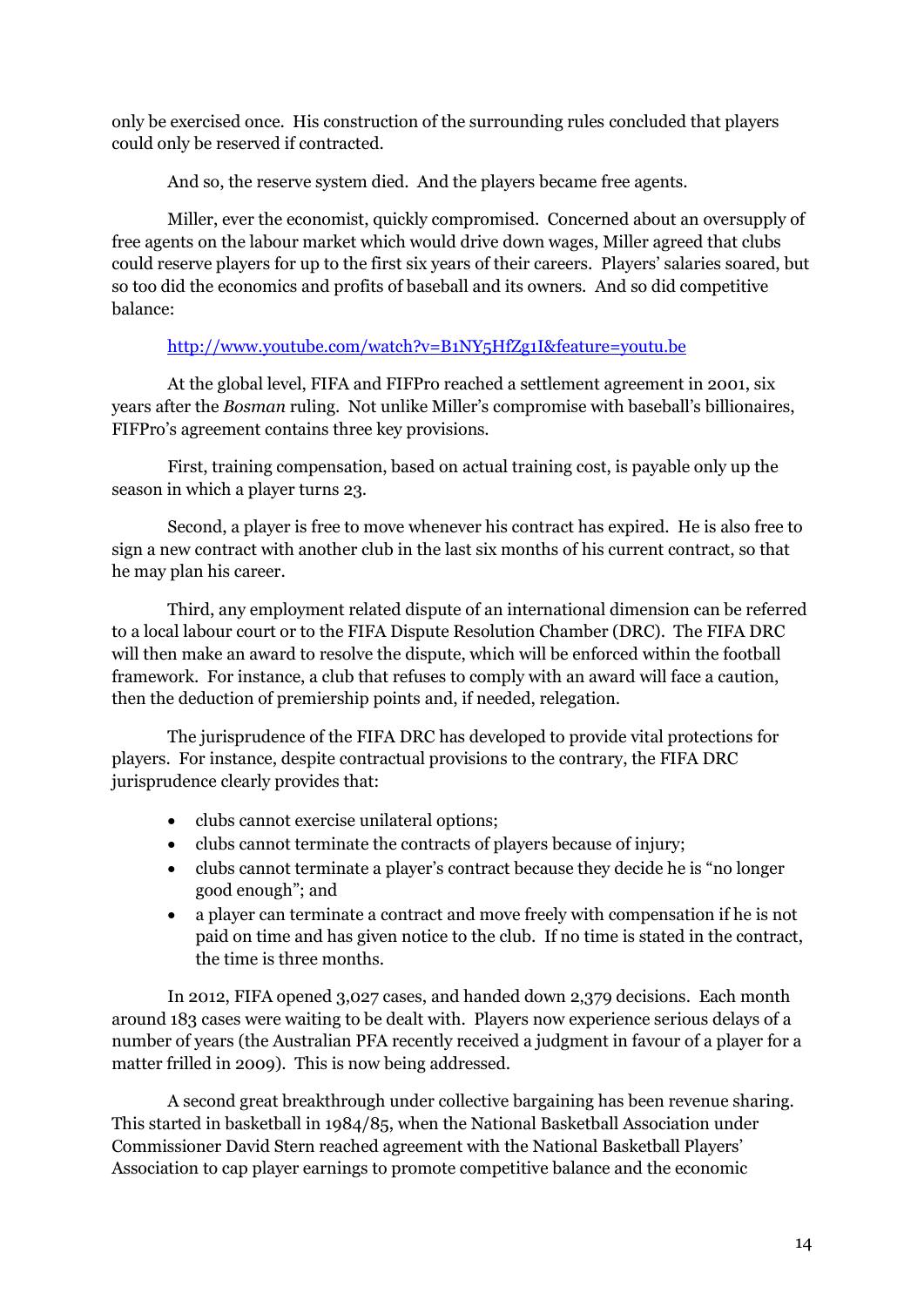only be exercised once. His construction of the surrounding rules concluded that players could only be reserved if contracted.

And so, the reserve system died. And the players became free agents.

Miller, ever the economist, quickly compromised. Concerned about an oversupply of free agents on the labour market which would drive down wages, Miller agreed that clubs could reserve players for up to the first six years of their careers. Players' salaries soared, but so too did the economics and profits of baseball and its owners. And so did competitive balance:

http://www.youtube.com/watch?v=B1NY5HfZg1I&feature=youtu.be

At the global level, FIFA and FIFPro reached a settlement agreement in 2001, six years after the *Bosman* ruling. Not unlike Miller's compromise with baseball's billionaires, FIFPro's agreement contains three key provisions.

First, training compensation, based on actual training cost, is payable only up the season in which a player turns 23.

Second, a player is free to move whenever his contract has expired. He is also free to sign a new contract with another club in the last six months of his current contract, so that he may plan his career.

Third, any employment related dispute of an international dimension can be referred to a local labour court or to the FIFA Dispute Resolution Chamber (DRC). The FIFA DRC will then make an award to resolve the dispute, which will be enforced within the football framework. For instance, a club that refuses to comply with an award will face a caution, then the deduction of premiership points and, if needed, relegation.

The jurisprudence of the FIFA DRC has developed to provide vital protections for players. For instance, despite contractual provisions to the contrary, the FIFA DRC jurisprudence clearly provides that:

- clubs cannot exercise unilateral options;
- clubs cannot terminate the contracts of players because of injury;
- clubs cannot terminate a player's contract because they decide he is "no longer good enough"; and
- a player can terminate a contract and move freely with compensation if he is not paid on time and has given notice to the club. If no time is stated in the contract, the time is three months.

In 2012, FIFA opened 3,027 cases, and handed down 2,379 decisions. Each month around 183 cases were waiting to be dealt with. Players now experience serious delays of a number of years (the Australian PFA recently received a judgment in favour of a player for a matter frilled in 2009). This is now being addressed.

A second great breakthrough under collective bargaining has been revenue sharing. This started in basketball in 1984/85, when the National Basketball Association under Commissioner David Stern reached agreement with the National Basketball Players' Association to cap player earnings to promote competitive balance and the economic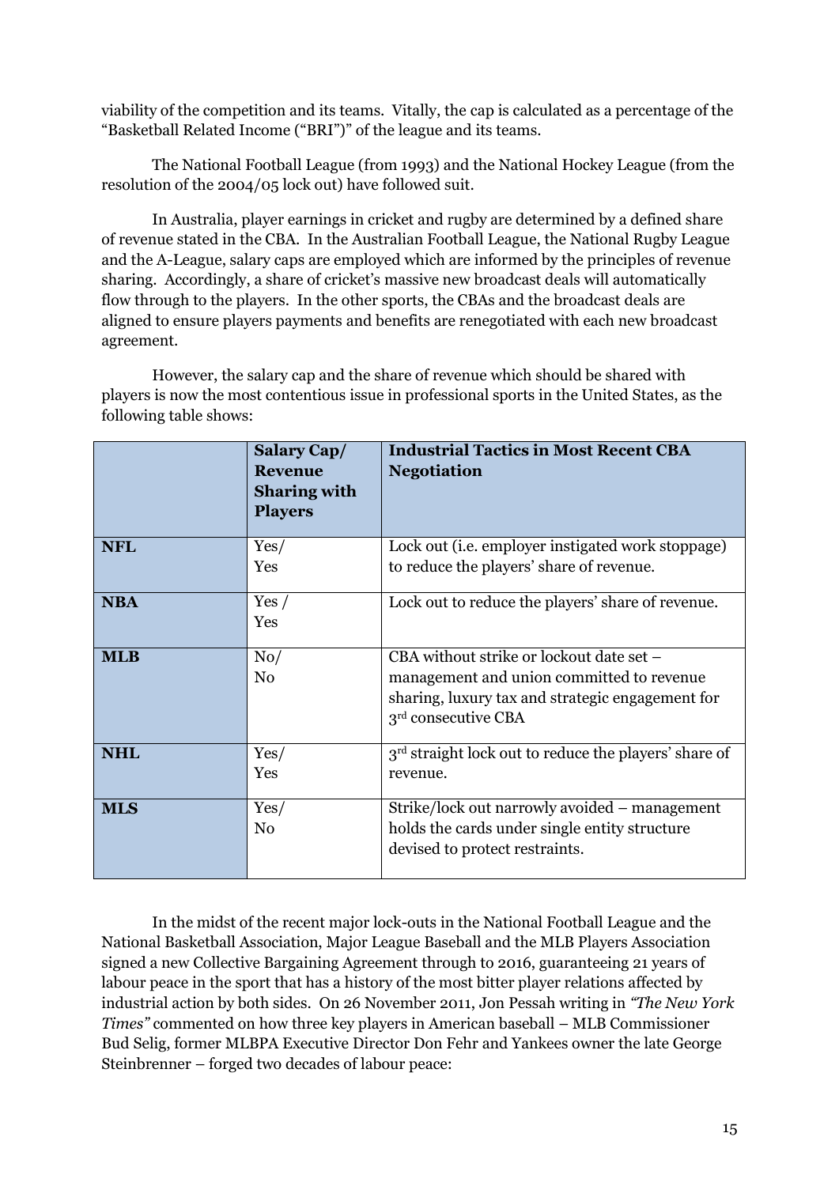viability of the competition and its teams. Vitally, the cap is calculated as a percentage of the "Basketball Related Income ("BRI")" of the league and its teams.

The National Football League (from 1993) and the National Hockey League (from the resolution of the 2004/05 lock out) have followed suit.

In Australia, player earnings in cricket and rugby are determined by a defined share of revenue stated in the CBA. In the Australian Football League, the National Rugby League and the A-League, salary caps are employed which are informed by the principles of revenue sharing. Accordingly, a share of cricket's massive new broadcast deals will automatically flow through to the players. In the other sports, the CBAs and the broadcast deals are aligned to ensure players payments and benefits are renegotiated with each new broadcast agreement.

However, the salary cap and the share of revenue which should be shared with players is now the most contentious issue in professional sports in the United States, as the following table shows:

| | **Salary Cap/ Revenue Sharing with Players** | **Industrial Tactics in Most Recent CBA Negotiation** |
|---|---|---|
| **NFL** | Yes/ Yes | Lock out (i.e. employer instigated work stoppage) to reduce the players' share of revenue. |
| **NBA** | Yes / Yes | Lock out to reduce the players' share of revenue. |
| **MLB** | No/ No | CBA without strike or lockout date set – management and union committed to revenue sharing, luxury tax and strategic engagement for 3rd consecutive CBA |
| **NHL** | Yes/ Yes | 3rd straight lock out to reduce the players' share of revenue. |
| **MLS** | Yes/ No | Strike/lock out narrowly avoided – management holds the cards under single entity structure devised to protect restraints. |

In the midst of the recent major lock-outs in the National Football League and the National Basketball Association, Major League Baseball and the MLB Players Association signed a new Collective Bargaining Agreement through to 2016, guaranteeing 21 years of labour peace in the sport that has a history of the most bitter player relations affected by industrial action by both sides. On 26 November 2011, Jon Pessah writing in *"The New York Times"* commented on how three key players in American baseball – MLB Commissioner Bud Selig, former MLBPA Executive Director Don Fehr and Yankees owner the late George Steinbrenner – forged two decades of labour peace: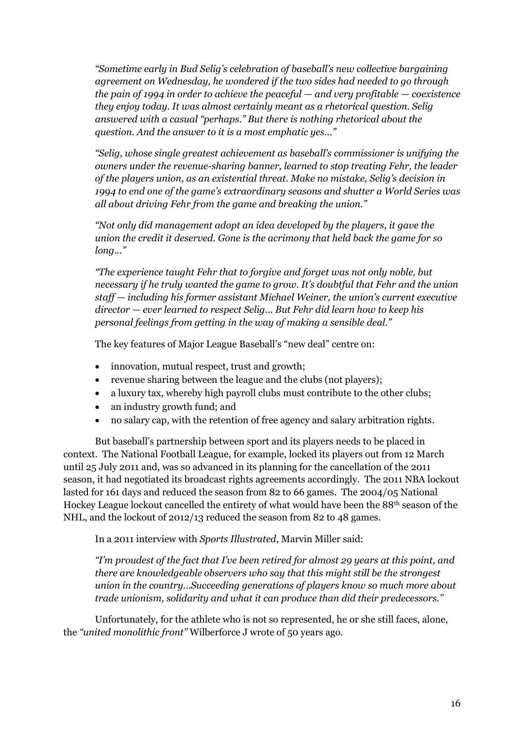*"Sometime early in Bud Selig's celebration of baseball's new collective bargaining agreement on Wednesday, he wondered if the two sides had needed to go through the pain of 1994 in order to achieve the peaceful — and very profitable — coexistence they enjoy today. It was almost certainly meant as a rhetorical question. Selig answered with a casual "perhaps." But there is nothing rhetorical about the question. And the answer to it is a most emphatic yes..."*

*"Selig, whose single greatest achievement as baseball's commissioner is unifying the owners under the revenue-sharing banner, learned to stop treating Fehr, the leader of the players union, as an existential threat. Make no mistake, Selig's decision in 1994 to end one of the game's extraordinary seasons and shutter a World Series was all about driving Fehr from the game and breaking the union."*

*"Not only did management adopt an idea developed by the players, it gave the union the credit it deserved. Gone is the acrimony that held back the game for so long..."*

*"The experience taught Fehr that to forgive and forget was not only noble, but necessary if he truly wanted the game to grow. It's doubtful that Fehr and the union staff — including his former assistant Michael Weiner, the union's current executive director — ever learned to respect Selig... But Fehr did learn how to keep his personal feelings from getting in the way of making a sensible deal."*

The key features of Major League Baseball's "new deal" centre on:

- innovation, mutual respect, trust and growth;
- revenue sharing between the league and the clubs (not players);
- a luxury tax, whereby high payroll clubs must contribute to the other clubs;
- an industry growth fund; and
- no salary cap, with the retention of free agency and salary arbitration rights.

But baseball's partnership between sport and its players needs to be placed in context. The National Football League, for example, locked its players out from 12 March until 25 July 2011 and, was so advanced in its planning for the cancellation of the 2011 season, it had negotiated its broadcast rights agreements accordingly. The 2011 NBA lockout lasted for 161 days and reduced the season from 82 to 66 games. The 2004/05 National Hockey League lockout cancelled the entirety of what would have been the 88th season of the NHL, and the lockout of 2012/13 reduced the season from 82 to 48 games.

In a 2011 interview with *Sports Illustrated*, Marvin Miller said:

*"I'm proudest of the fact that I've been retired for almost 29 years at this point, and there are knowledgeable observers who say that this might still be the strongest union in the country...Succeeding generations of players know so much more about trade unionism, solidarity and what it can produce than did their predecessors."*

Unfortunately, for the athlete who is not so represented, he or she still faces, alone, the *"united monolithic front"* Wilberforce J wrote of 50 years ago.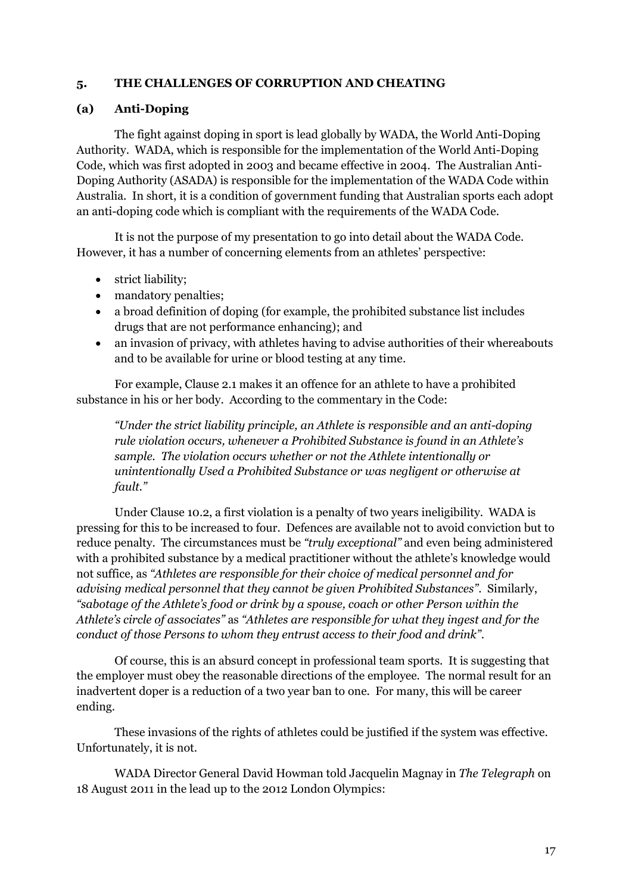### 5. THE CHALLENGES OF CORRUPTION AND CHEATING

### (a) Anti-Doping

The fight against doping in sport is lead globally by WADA, the World Anti-Doping Authority. WADA, which is responsible for the implementation of the World Anti-Doping Code, which was first adopted in 2003 and became effective in 2004. The Australian Anti-Doping Authority (ASADA) is responsible for the implementation of the WADA Code within Australia. In short, it is a condition of government funding that Australian sports each adopt an anti-doping code which is compliant with the requirements of the WADA Code.

It is not the purpose of my presentation to go into detail about the WADA Code. However, it has a number of concerning elements from an athletes' perspective:

- strict liability;
- mandatory penalties;
- a broad definition of doping (for example, the prohibited substance list includes drugs that are not performance enhancing); and
- an invasion of privacy, with athletes having to advise authorities of their whereabouts and to be available for urine or blood testing at any time.

For example, Clause 2.1 makes it an offence for an athlete to have a prohibited substance in his or her body. According to the commentary in the Code:

> *"Under the strict liability principle, an Athlete is responsible and an anti-doping rule violation occurs, whenever a Prohibited Substance is found in an Athlete's sample. The violation occurs whether or not the Athlete intentionally or unintentionally Used a Prohibited Substance or was negligent or otherwise at fault."*

Under Clause 10.2, a first violation is a penalty of two years ineligibility. WADA is pressing for this to be increased to four. Defences are available not to avoid conviction but to reduce penalty. The circumstances must be *"truly exceptional"* and even being administered with a prohibited substance by a medical practitioner without the athlete's knowledge would not suffice, as *"Athletes are responsible for their choice of medical personnel and for advising medical personnel that they cannot be given Prohibited Substances"*. Similarly, *"sabotage of the Athlete's food or drink by a spouse, coach or other Person within the Athlete's circle of associates"* as *"Athletes are responsible for what they ingest and for the conduct of those Persons to whom they entrust access to their food and drink"*.

Of course, this is an absurd concept in professional team sports. It is suggesting that the employer must obey the reasonable directions of the employee. The normal result for an inadvertent doper is a reduction of a two year ban to one. For many, this will be career ending.

These invasions of the rights of athletes could be justified if the system was effective. Unfortunately, it is not.

WADA Director General David Howman told Jacquelin Magnay in *The Telegraph* on 18 August 2011 in the lead up to the 2012 London Olympics: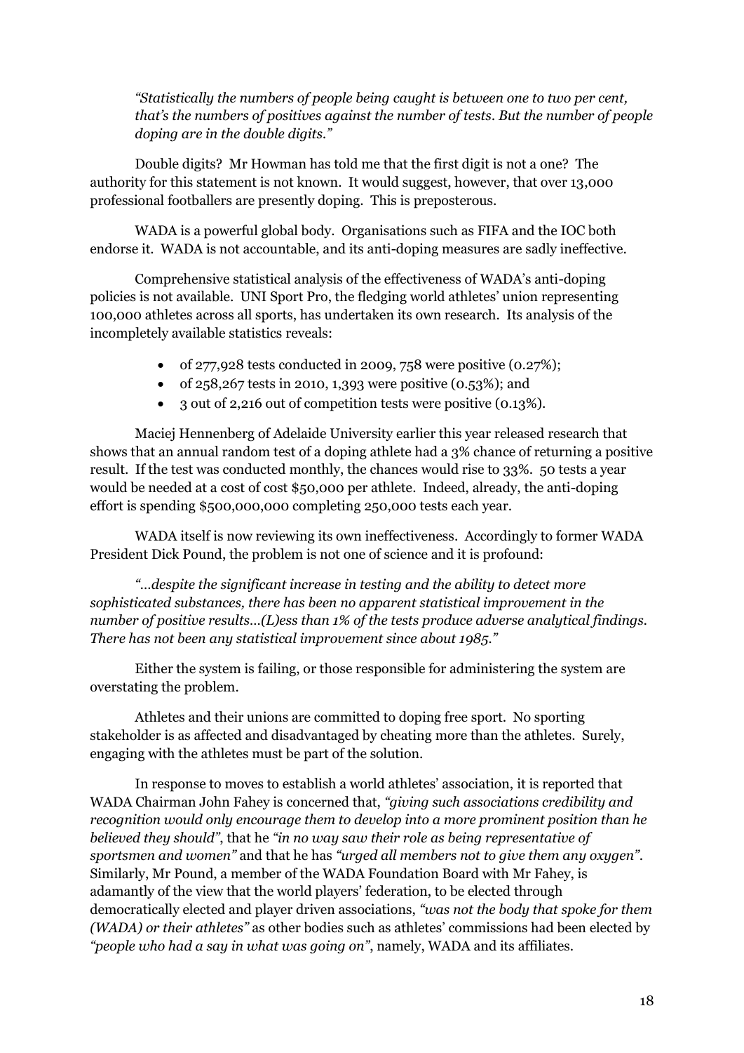*"Statistically the numbers of people being caught is between one to two per cent, that's the numbers of positives against the number of tests. But the number of people doping are in the double digits."*

Double digits? Mr Howman has told me that the first digit is not a one? The authority for this statement is not known. It would suggest, however, that over 13,000 professional footballers are presently doping. This is preposterous.

WADA is a powerful global body. Organisations such as FIFA and the IOC both endorse it. WADA is not accountable, and its anti-doping measures are sadly ineffective.

Comprehensive statistical analysis of the effectiveness of WADA's anti-doping policies is not available. UNI Sport Pro, the fledging world athletes' union representing 100,000 athletes across all sports, has undertaken its own research. Its analysis of the incompletely available statistics reveals:

- of 277,928 tests conducted in 2009, 758 were positive (0.27%);
- of 258,267 tests in 2010, 1,393 were positive (0.53%); and
- 3 out of 2,216 out of competition tests were positive (0.13%).

Maciej Hennenberg of Adelaide University earlier this year released research that shows that an annual random test of a doping athlete had a 3% chance of returning a positive result. If the test was conducted monthly, the chances would rise to 33%. 50 tests a year would be needed at a cost of cost $50,000 per athlete. Indeed, already, the anti-doping effort is spending $500,000,000 completing 250,000 tests each year.

WADA itself is now reviewing its own ineffectiveness. Accordingly to former WADA President Dick Pound, the problem is not one of science and it is profound:

*"…despite the significant increase in testing and the ability to detect more sophisticated substances, there has been no apparent statistical improvement in the number of positive results…(L)ess than 1% of the tests produce adverse analytical findings. There has not been any statistical improvement since about 1985."*

Either the system is failing, or those responsible for administering the system are overstating the problem.

Athletes and their unions are committed to doping free sport. No sporting stakeholder is as affected and disadvantaged by cheating more than the athletes. Surely, engaging with the athletes must be part of the solution.

In response to moves to establish a world athletes' association, it is reported that WADA Chairman John Fahey is concerned that, *"giving such associations credibility and recognition would only encourage them to develop into a more prominent position than he believed they should"*, that he *"in no way saw their role as being representative of sportsmen and women"* and that he has *"urged all members not to give them any oxygen"*. Similarly, Mr Pound, a member of the WADA Foundation Board with Mr Fahey, is adamantly of the view that the world players' federation, to be elected through democratically elected and player driven associations, *"was not the body that spoke for them (WADA) or their athletes"* as other bodies such as athletes' commissions had been elected by *"people who had a say in what was going on"*, namely, WADA and its affiliates.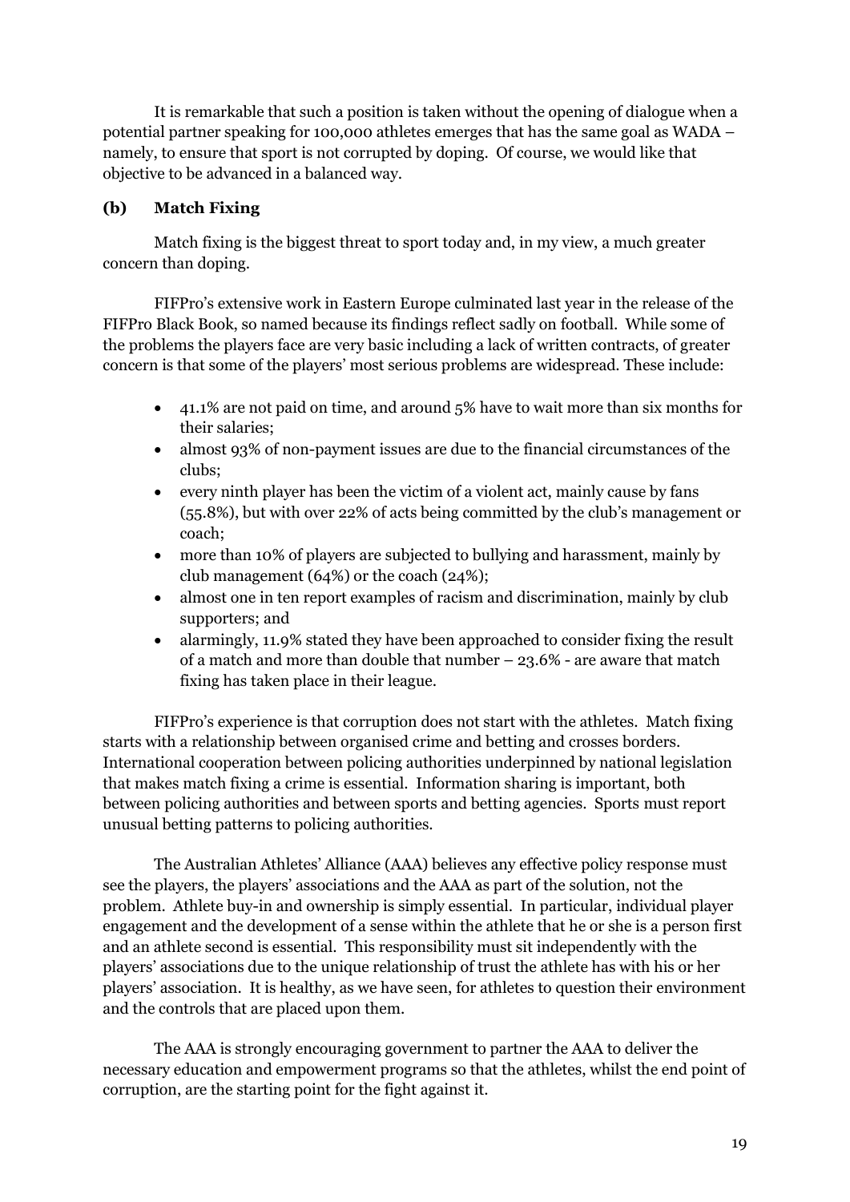It is remarkable that such a position is taken without the opening of dialogue when a potential partner speaking for 100,000 athletes emerges that has the same goal as WADA – namely, to ensure that sport is not corrupted by doping. Of course, we would like that objective to be advanced in a balanced way.

### (b) Match Fixing

Match fixing is the biggest threat to sport today and, in my view, a much greater concern than doping.

FIFPro's extensive work in Eastern Europe culminated last year in the release of the FIFPro Black Book, so named because its findings reflect sadly on football. While some of the problems the players face are very basic including a lack of written contracts, of greater concern is that some of the players' most serious problems are widespread. These include:

- 41.1% are not paid on time, and around 5% have to wait more than six months for their salaries;
- almost 93% of non-payment issues are due to the financial circumstances of the clubs;
- every ninth player has been the victim of a violent act, mainly cause by fans (55.8%), but with over 22% of acts being committed by the club's management or coach;
- more than 10% of players are subjected to bullying and harassment, mainly by club management (64%) or the coach (24%);
- almost one in ten report examples of racism and discrimination, mainly by club supporters; and
- alarmingly, 11.9% stated they have been approached to consider fixing the result of a match and more than double that number – 23.6% - are aware that match fixing has taken place in their league.

FIFPro's experience is that corruption does not start with the athletes. Match fixing starts with a relationship between organised crime and betting and crosses borders. International cooperation between policing authorities underpinned by national legislation that makes match fixing a crime is essential. Information sharing is important, both between policing authorities and between sports and betting agencies. Sports must report unusual betting patterns to policing authorities.

The Australian Athletes' Alliance (AAA) believes any effective policy response must see the players, the players' associations and the AAA as part of the solution, not the problem. Athlete buy-in and ownership is simply essential. In particular, individual player engagement and the development of a sense within the athlete that he or she is a person first and an athlete second is essential. This responsibility must sit independently with the players' associations due to the unique relationship of trust the athlete has with his or her players' association. It is healthy, as we have seen, for athletes to question their environment and the controls that are placed upon them.

The AAA is strongly encouraging government to partner the AAA to deliver the necessary education and empowerment programs so that the athletes, whilst the end point of corruption, are the starting point for the fight against it.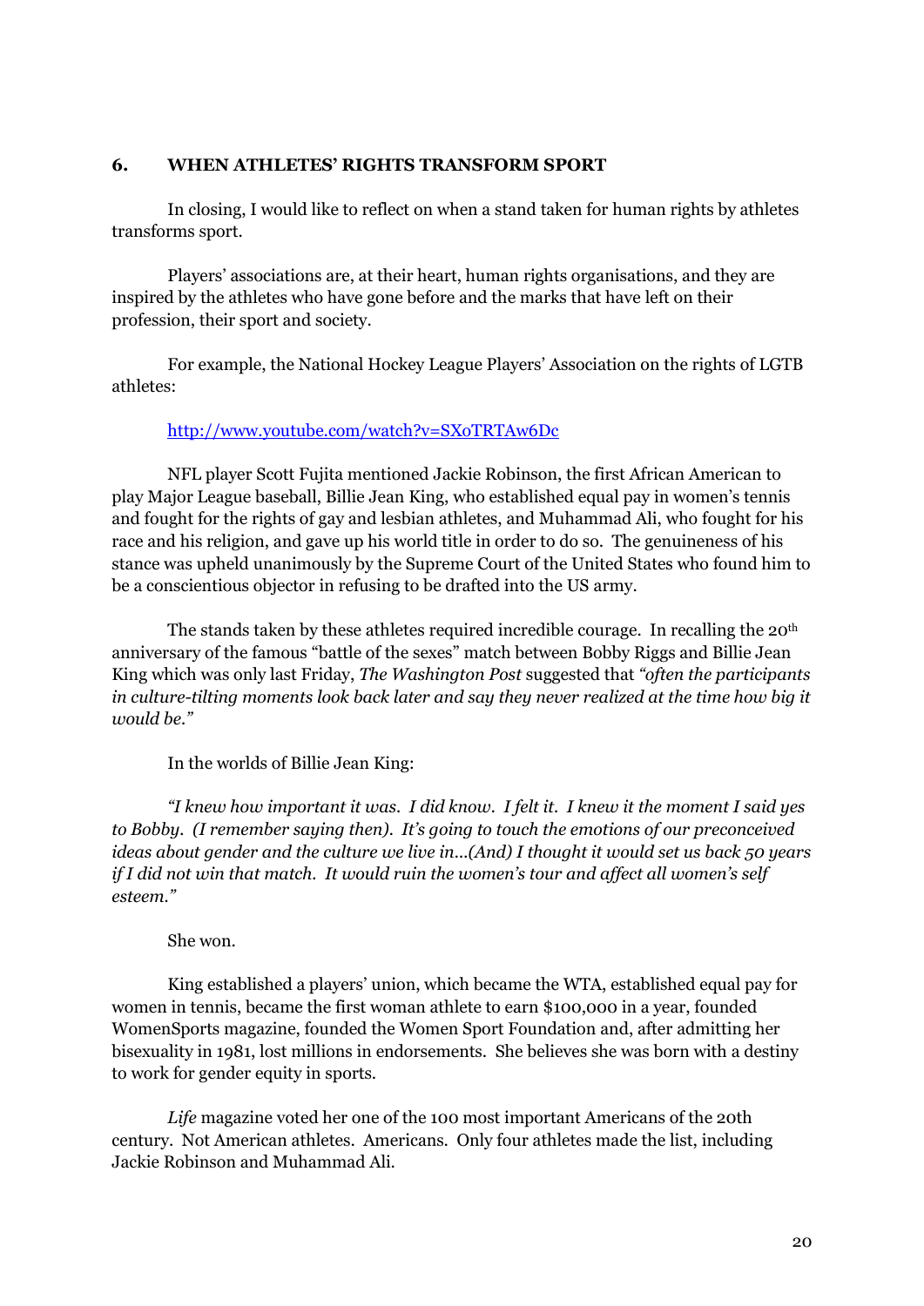## 6. WHEN ATHLETES' RIGHTS TRANSFORM SPORT

In closing, I would like to reflect on when a stand taken for human rights by athletes transforms sport.

Players' associations are, at their heart, human rights organisations, and they are inspired by the athletes who have gone before and the marks that have left on their profession, their sport and society.

For example, the National Hockey League Players' Association on the rights of LGTB athletes:

http://www.youtube.com/watch?v=SXoTRTAw6Dc

NFL player Scott Fujita mentioned Jackie Robinson, the first African American to play Major League baseball, Billie Jean King, who established equal pay in women's tennis and fought for the rights of gay and lesbian athletes, and Muhammad Ali, who fought for his race and his religion, and gave up his world title in order to do so. The genuineness of his stance was upheld unanimously by the Supreme Court of the United States who found him to be a conscientious objector in refusing to be drafted into the US army.

The stands taken by these athletes required incredible courage. In recalling the 20th anniversary of the famous "battle of the sexes" match between Bobby Riggs and Billie Jean King which was only last Friday, *The Washington Post* suggested that *"often the participants in culture-tilting moments look back later and say they never realized at the time how big it would be."*

In the worlds of Billie Jean King:

*"I knew how important it was. I did know. I felt it. I knew it the moment I said yes to Bobby. (I remember saying then). It's going to touch the emotions of our preconceived ideas about gender and the culture we live in...(And) I thought it would set us back 50 years if I did not win that match. It would ruin the women's tour and affect all women's self esteem."*

She won.

King established a players' union, which became the WTA, established equal pay for women in tennis, became the first woman athlete to earn $100,000 in a year, founded WomenSports magazine, founded the Women Sport Foundation and, after admitting her bisexuality in 1981, lost millions in endorsements. She believes she was born with a destiny to work for gender equity in sports.

*Life* magazine voted her one of the 100 most important Americans of the 20th century. Not American athletes. Americans. Only four athletes made the list, including Jackie Robinson and Muhammad Ali.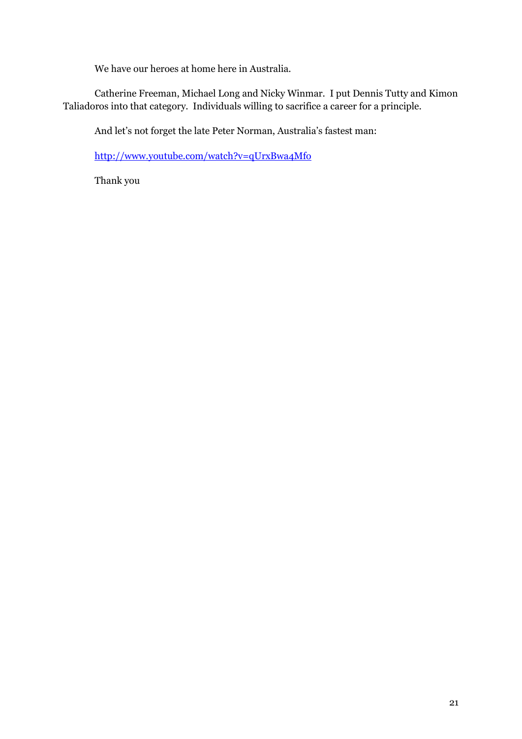We have our heroes at home here in Australia.

Catherine Freeman, Michael Long and Nicky Winmar. I put Dennis Tutty and Kimon Taliadoros into that category. Individuals willing to sacrifice a career for a principle.

And let's not forget the late Peter Norman, Australia's fastest man:

http://www.youtube.com/watch?v=qUrxBwa4Mfo

Thank you